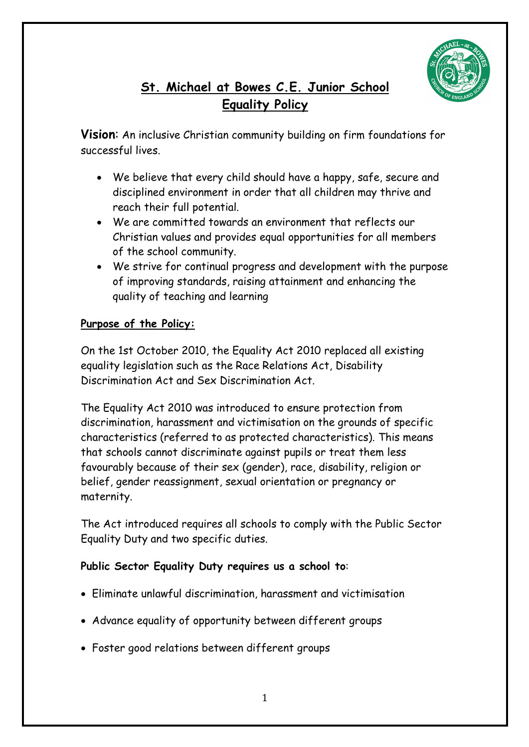# St. Michael at Bowes C.E. Junior School
## Equality Policy

**Vision**: An inclusive Christian community building on firm foundations for successful lives.

- We believe that every child should have a happy, safe, secure and disciplined environment in order that all children may thrive and reach their full potential.
- We are committed towards an environment that reflects our Christian values and provides equal opportunities for all members of the school community.
- We strive for continual progress and development with the purpose of improving standards, raising attainment and enhancing the quality of teaching and learning

**Purpose of the Policy:**

On the 1st October 2010, the Equality Act 2010 replaced all existing equality legislation such as the Race Relations Act, Disability Discrimination Act and Sex Discrimination Act.

The Equality Act 2010 was introduced to ensure protection from discrimination, harassment and victimisation on the grounds of specific characteristics (referred to as protected characteristics). This means that schools cannot discriminate against pupils or treat them less favourably because of their sex (gender), race, disability, religion or belief, gender reassignment, sexual orientation or pregnancy or maternity.

The Act introduced requires all schools to comply with the Public Sector Equality Duty and two specific duties.

**Public Sector Equality Duty requires us a school to**:

- Eliminate unlawful discrimination, harassment and victimisation
- Advance equality of opportunity between different groups
- Foster good relations between different groups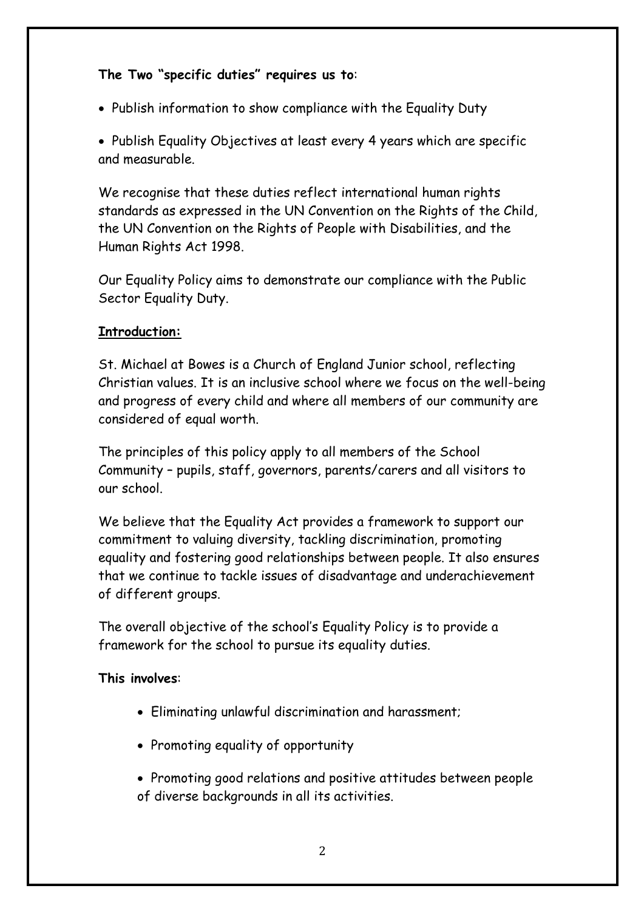**The Two "specific duties" requires us to**:

- Publish information to show compliance with the Equality Duty
- Publish Equality Objectives at least every 4 years which are specific and measurable.

We recognise that these duties reflect international human rights standards as expressed in the UN Convention on the Rights of the Child, the UN Convention on the Rights of People with Disabilities, and the Human Rights Act 1998.

Our Equality Policy aims to demonstrate our compliance with the Public Sector Equality Duty.

**Introduction:**

St. Michael at Bowes is a Church of England Junior school, reflecting Christian values. It is an inclusive school where we focus on the well-being and progress of every child and where all members of our community are considered of equal worth.

The principles of this policy apply to all members of the School Community – pupils, staff, governors, parents/carers and all visitors to our school.

We believe that the Equality Act provides a framework to support our commitment to valuing diversity, tackling discrimination, promoting equality and fostering good relationships between people. It also ensures that we continue to tackle issues of disadvantage and underachievement of different groups.

The overall objective of the school's Equality Policy is to provide a framework for the school to pursue its equality duties.

**This involves**:

- Eliminating unlawful discrimination and harassment;
- Promoting equality of opportunity
- Promoting good relations and positive attitudes between people of diverse backgrounds in all its activities.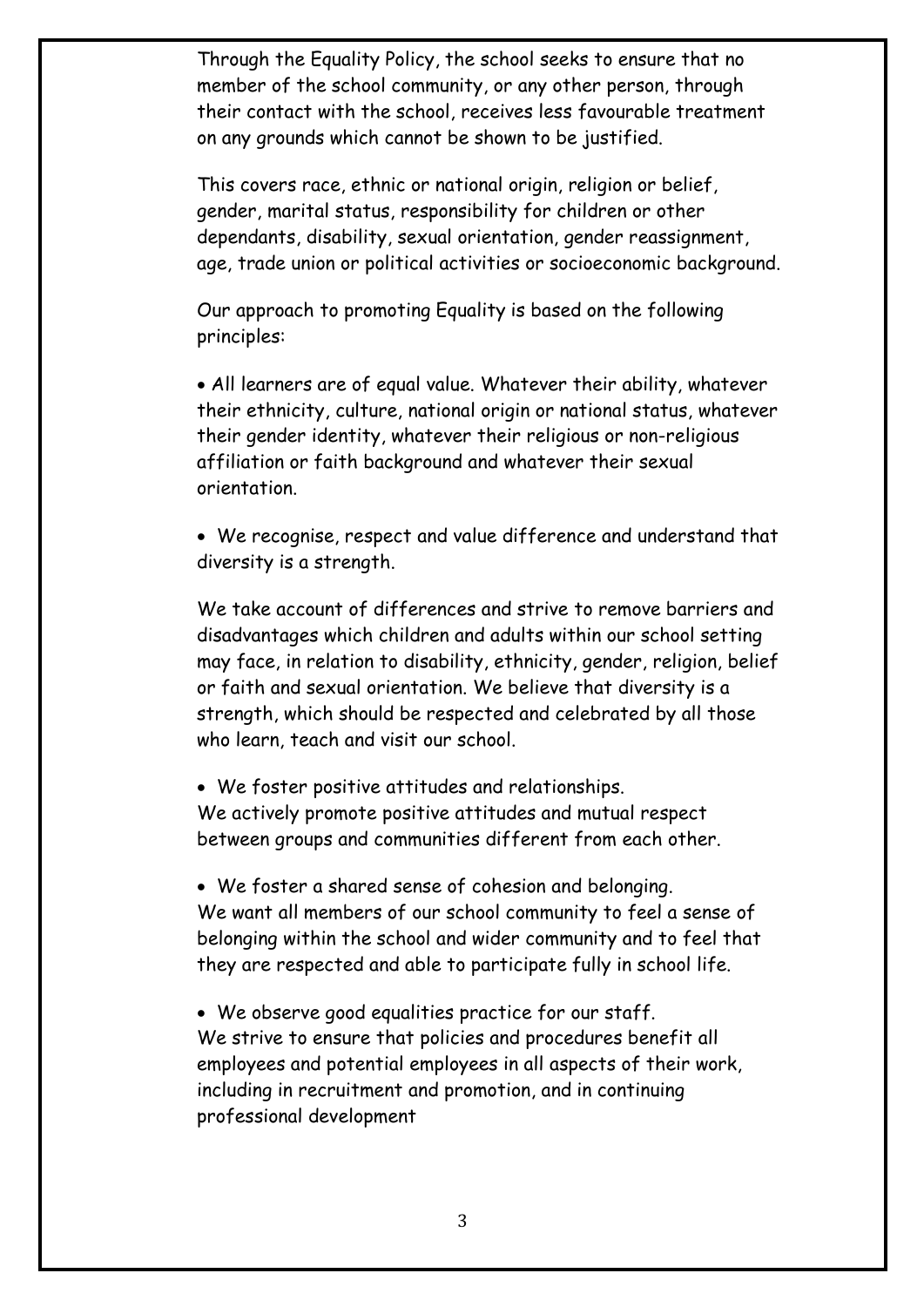Through the Equality Policy, the school seeks to ensure that no member of the school community, or any other person, through their contact with the school, receives less favourable treatment on any grounds which cannot be shown to be justified.

This covers race, ethnic or national origin, religion or belief, gender, marital status, responsibility for children or other dependants, disability, sexual orientation, gender reassignment, age, trade union or political activities or socioeconomic background.

Our approach to promoting Equality is based on the following principles:

- All learners are of equal value. Whatever their ability, whatever their ethnicity, culture, national origin or national status, whatever their gender identity, whatever their religious or non-religious affiliation or faith background and whatever their sexual orientation.

- We recognise, respect and value difference and understand that diversity is a strength.

We take account of differences and strive to remove barriers and disadvantages which children and adults within our school setting may face, in relation to disability, ethnicity, gender, religion, belief or faith and sexual orientation. We believe that diversity is a strength, which should be respected and celebrated by all those who learn, teach and visit our school.

- We foster positive attitudes and relationships.

We actively promote positive attitudes and mutual respect between groups and communities different from each other.

- We foster a shared sense of cohesion and belonging.

We want all members of our school community to feel a sense of belonging within the school and wider community and to feel that they are respected and able to participate fully in school life.

- We observe good equalities practice for our staff.

We strive to ensure that policies and procedures benefit all employees and potential employees in all aspects of their work, including in recruitment and promotion, and in continuing professional development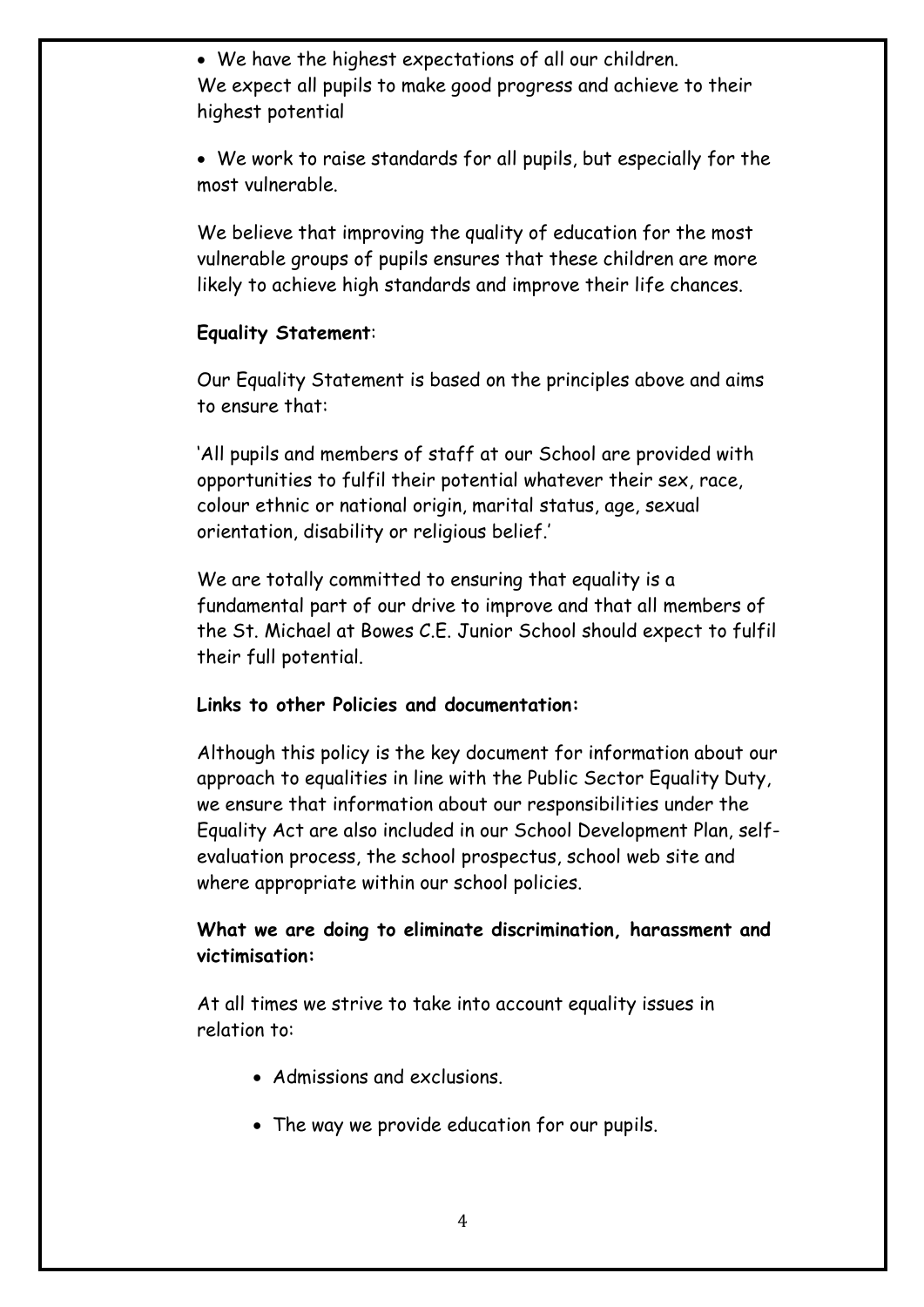- We have the highest expectations of all our children.

We expect all pupils to make good progress and achieve to their highest potential

- We work to raise standards for all pupils, but especially for the most vulnerable.

We believe that improving the quality of education for the most vulnerable groups of pupils ensures that these children are more likely to achieve high standards and improve their life chances.

**Equality Statement**:

Our Equality Statement is based on the principles above and aims to ensure that:

'All pupils and members of staff at our School are provided with opportunities to fulfil their potential whatever their sex, race, colour ethnic or national origin, marital status, age, sexual orientation, disability or religious belief.'

We are totally committed to ensuring that equality is a fundamental part of our drive to improve and that all members of the St. Michael at Bowes C.E. Junior School should expect to fulfil their full potential.

**Links to other Policies and documentation:**

Although this policy is the key document for information about our approach to equalities in line with the Public Sector Equality Duty, we ensure that information about our responsibilities under the Equality Act are also included in our School Development Plan, self-evaluation process, the school prospectus, school web site and where appropriate within our school policies.

**What we are doing to eliminate discrimination, harassment and victimisation:**

At all times we strive to take into account equality issues in relation to:

- Admissions and exclusions.
- The way we provide education for our pupils.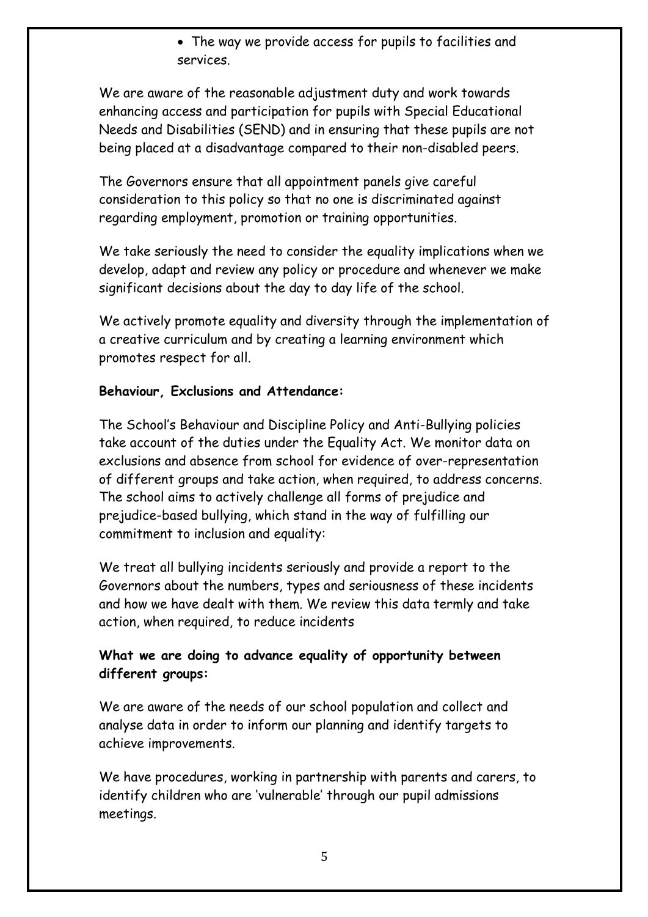- The way we provide access for pupils to facilities and services.

We are aware of the reasonable adjustment duty and work towards enhancing access and participation for pupils with Special Educational Needs and Disabilities (SEND) and in ensuring that these pupils are not being placed at a disadvantage compared to their non-disabled peers.

The Governors ensure that all appointment panels give careful consideration to this policy so that no one is discriminated against regarding employment, promotion or training opportunities.

We take seriously the need to consider the equality implications when we develop, adapt and review any policy or procedure and whenever we make significant decisions about the day to day life of the school.

We actively promote equality and diversity through the implementation of a creative curriculum and by creating a learning environment which promotes respect for all.

**Behaviour, Exclusions and Attendance:**

The School's Behaviour and Discipline Policy and Anti-Bullying policies take account of the duties under the Equality Act. We monitor data on exclusions and absence from school for evidence of over-representation of different groups and take action, when required, to address concerns. The school aims to actively challenge all forms of prejudice and prejudice-based bullying, which stand in the way of fulfilling our commitment to inclusion and equality:

We treat all bullying incidents seriously and provide a report to the Governors about the numbers, types and seriousness of these incidents and how we have dealt with them. We review this data termly and take action, when required, to reduce incidents

**What we are doing to advance equality of opportunity between different groups:**

We are aware of the needs of our school population and collect and analyse data in order to inform our planning and identify targets to achieve improvements.

We have procedures, working in partnership with parents and carers, to identify children who are 'vulnerable' through our pupil admissions meetings.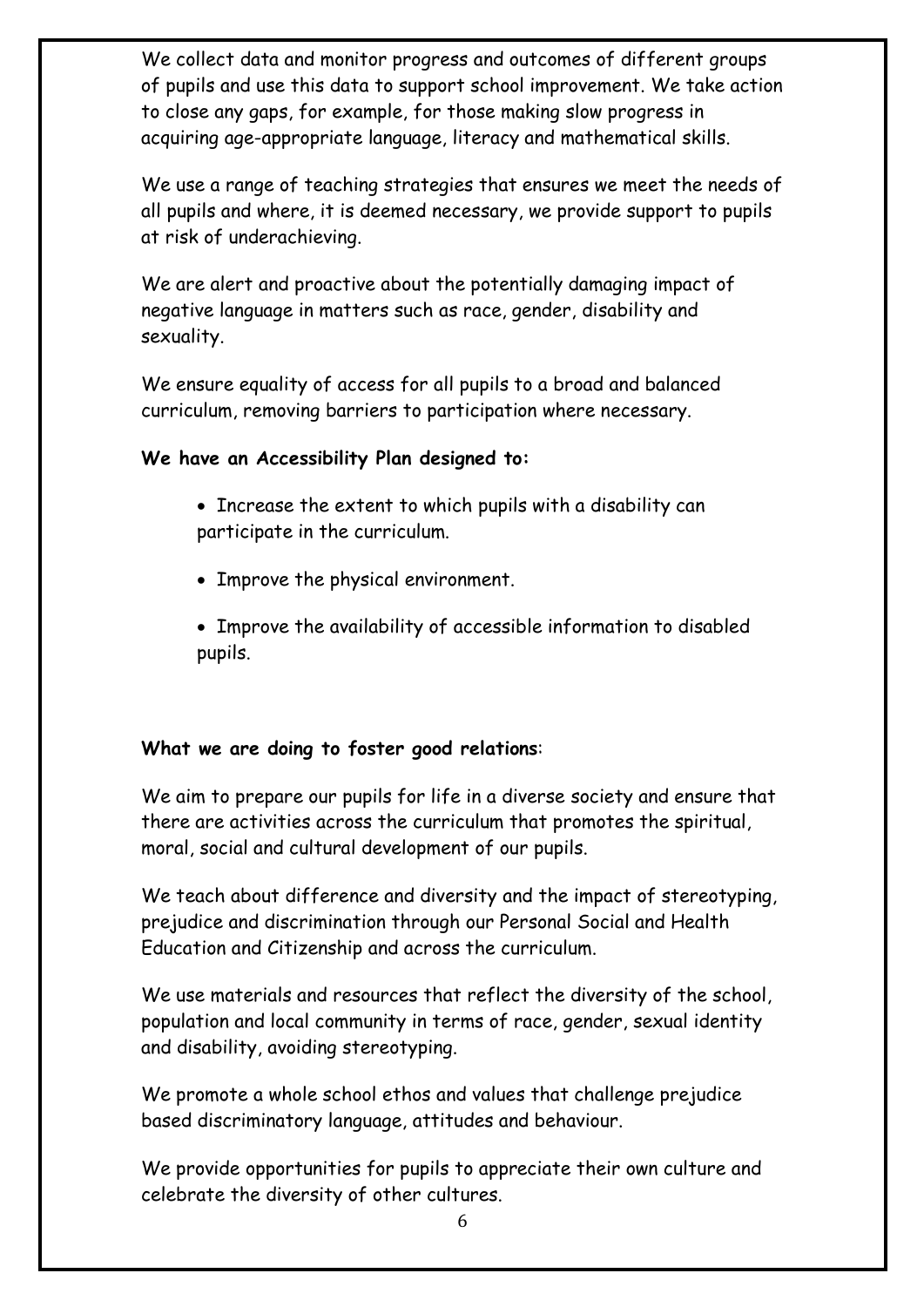We collect data and monitor progress and outcomes of different groups of pupils and use this data to support school improvement. We take action to close any gaps, for example, for those making slow progress in acquiring age-appropriate language, literacy and mathematical skills.

We use a range of teaching strategies that ensures we meet the needs of all pupils and where, it is deemed necessary, we provide support to pupils at risk of underachieving.

We are alert and proactive about the potentially damaging impact of negative language in matters such as race, gender, disability and sexuality.

We ensure equality of access for all pupils to a broad and balanced curriculum, removing barriers to participation where necessary.

**We have an Accessibility Plan designed to:**

- Increase the extent to which pupils with a disability can participate in the curriculum.
- Improve the physical environment.
- Improve the availability of accessible information to disabled pupils.

**What we are doing to foster good relations**:

We aim to prepare our pupils for life in a diverse society and ensure that there are activities across the curriculum that promotes the spiritual, moral, social and cultural development of our pupils.

We teach about difference and diversity and the impact of stereotyping, prejudice and discrimination through our Personal Social and Health Education and Citizenship and across the curriculum.

We use materials and resources that reflect the diversity of the school, population and local community in terms of race, gender, sexual identity and disability, avoiding stereotyping.

We promote a whole school ethos and values that challenge prejudice based discriminatory language, attitudes and behaviour.

We provide opportunities for pupils to appreciate their own culture and celebrate the diversity of other cultures.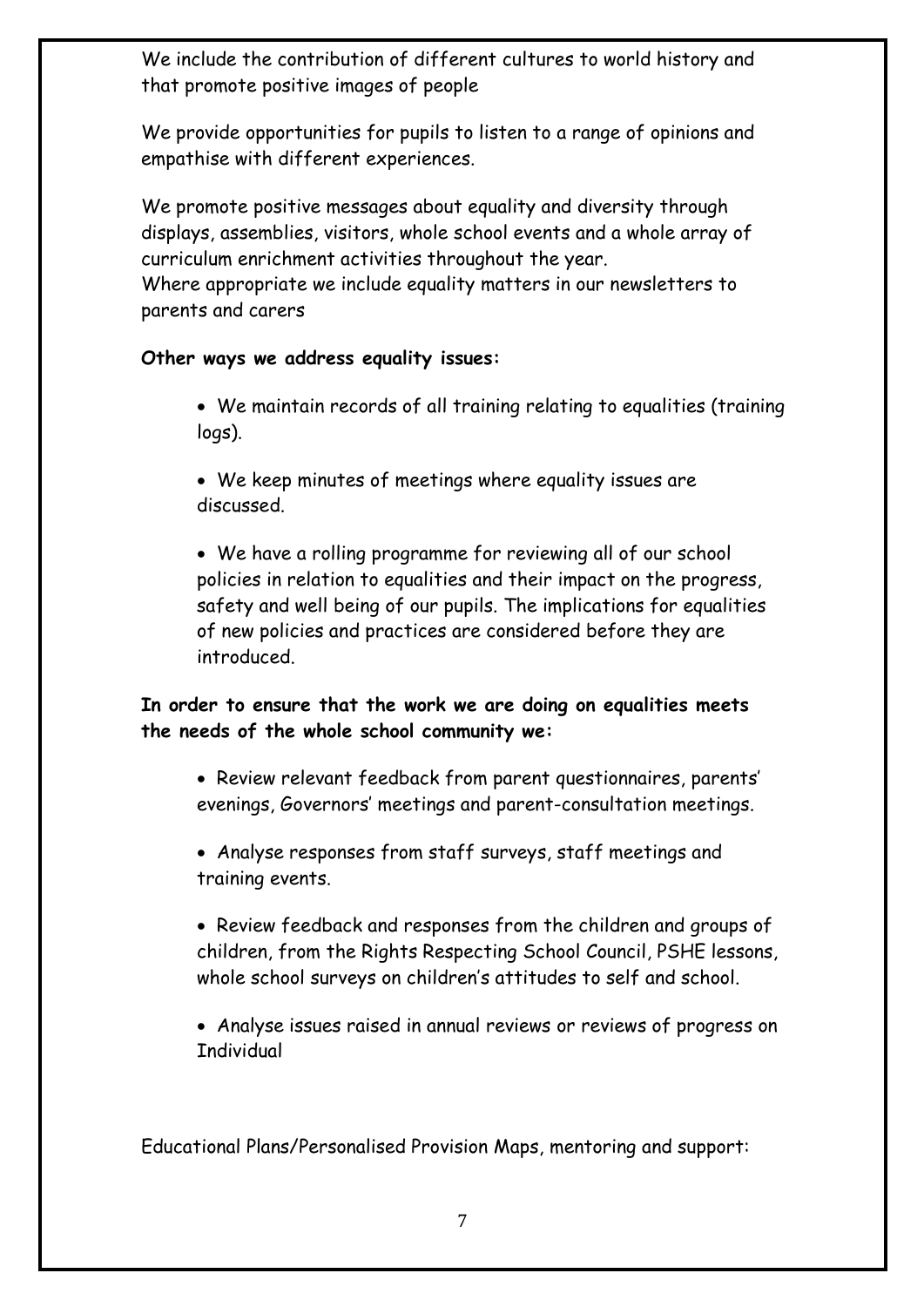We include the contribution of different cultures to world history and that promote positive images of people

We provide opportunities for pupils to listen to a range of opinions and empathise with different experiences.

We promote positive messages about equality and diversity through displays, assemblies, visitors, whole school events and a whole array of curriculum enrichment activities throughout the year.
Where appropriate we include equality matters in our newsletters to parents and carers

**Other ways we address equality issues:**

- We maintain records of all training relating to equalities (training logs).
- We keep minutes of meetings where equality issues are discussed.
- We have a rolling programme for reviewing all of our school policies in relation to equalities and their impact on the progress, safety and well being of our pupils. The implications for equalities of new policies and practices are considered before they are introduced.

**In order to ensure that the work we are doing on equalities meets the needs of the whole school community we:**

- Review relevant feedback from parent questionnaires, parents' evenings, Governors' meetings and parent-consultation meetings.
- Analyse responses from staff surveys, staff meetings and training events.
- Review feedback and responses from the children and groups of children, from the Rights Respecting School Council, PSHE lessons, whole school surveys on children's attitudes to self and school.
- Analyse issues raised in annual reviews or reviews of progress on Individual

Educational Plans/Personalised Provision Maps, mentoring and support: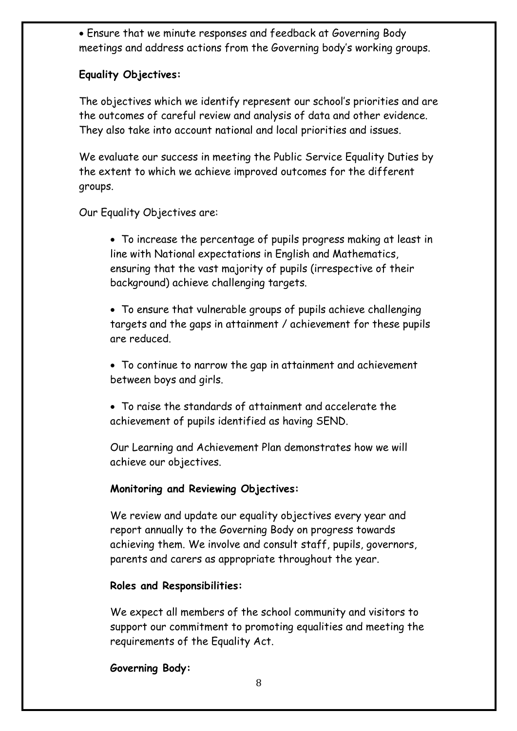- Ensure that we minute responses and feedback at Governing Body meetings and address actions from the Governing body's working groups.

**Equality Objectives:**

The objectives which we identify represent our school's priorities and are the outcomes of careful review and analysis of data and other evidence. They also take into account national and local priorities and issues.

We evaluate our success in meeting the Public Service Equality Duties by the extent to which we achieve improved outcomes for the different groups.

Our Equality Objectives are:

- To increase the percentage of pupils progress making at least in line with National expectations in English and Mathematics, ensuring that the vast majority of pupils (irrespective of their background) achieve challenging targets.
- To ensure that vulnerable groups of pupils achieve challenging targets and the gaps in attainment / achievement for these pupils are reduced.
- To continue to narrow the gap in attainment and achievement between boys and girls.
- To raise the standards of attainment and accelerate the achievement of pupils identified as having SEND.

Our Learning and Achievement Plan demonstrates how we will achieve our objectives.

**Monitoring and Reviewing Objectives:**

We review and update our equality objectives every year and report annually to the Governing Body on progress towards achieving them. We involve and consult staff, pupils, governors, parents and carers as appropriate throughout the year.

**Roles and Responsibilities:**

We expect all members of the school community and visitors to support our commitment to promoting equalities and meeting the requirements of the Equality Act.

**Governing Body:**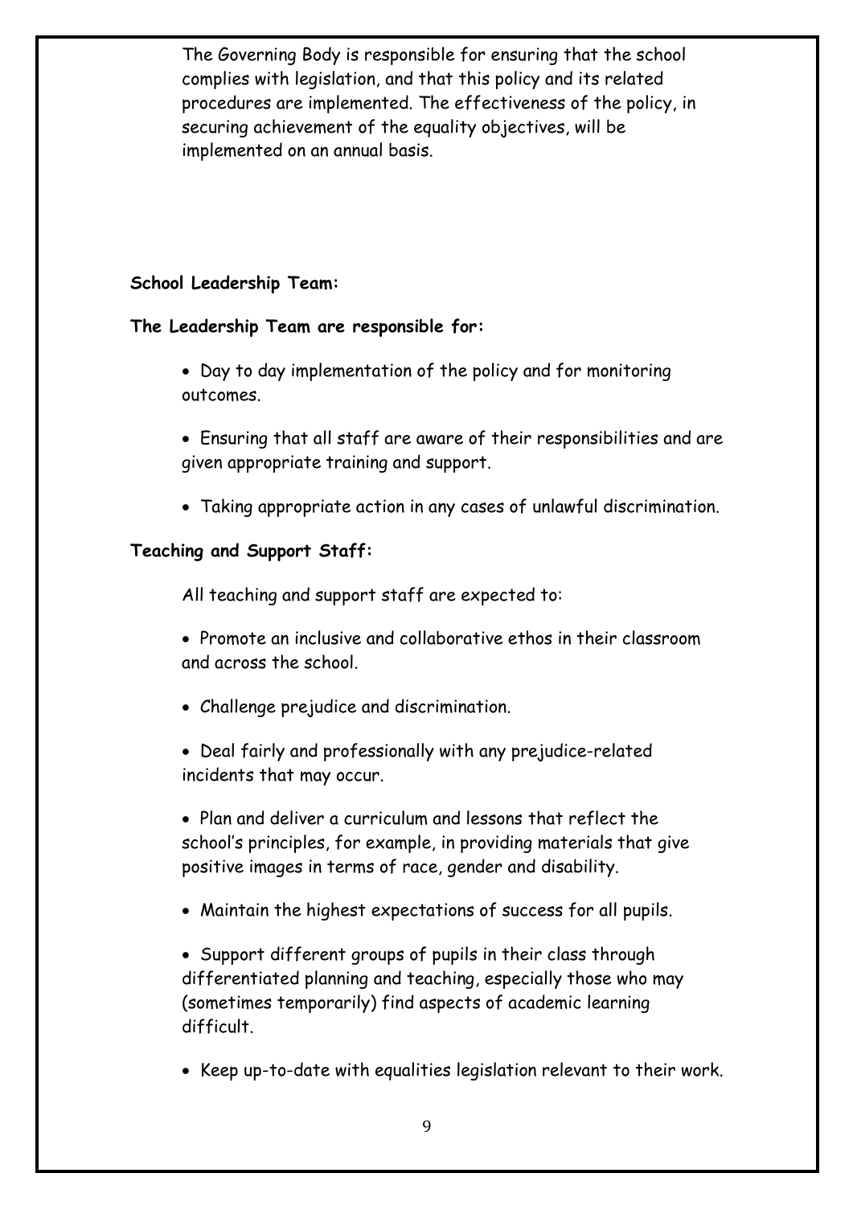The Governing Body is responsible for ensuring that the school complies with legislation, and that this policy and its related procedures are implemented. The effectiveness of the policy, in securing achievement of the equality objectives, will be implemented on an annual basis.

**School Leadership Team:**

**The Leadership Team are responsible for:**

- Day to day implementation of the policy and for monitoring outcomes.
- Ensuring that all staff are aware of their responsibilities and are given appropriate training and support.
- Taking appropriate action in any cases of unlawful discrimination.

**Teaching and Support Staff:**

All teaching and support staff are expected to:

- Promote an inclusive and collaborative ethos in their classroom and across the school.
- Challenge prejudice and discrimination.
- Deal fairly and professionally with any prejudice-related incidents that may occur.
- Plan and deliver a curriculum and lessons that reflect the school's principles, for example, in providing materials that give positive images in terms of race, gender and disability.
- Maintain the highest expectations of success for all pupils.
- Support different groups of pupils in their class through differentiated planning and teaching, especially those who may (sometimes temporarily) find aspects of academic learning difficult.
- Keep up-to-date with equalities legislation relevant to their work.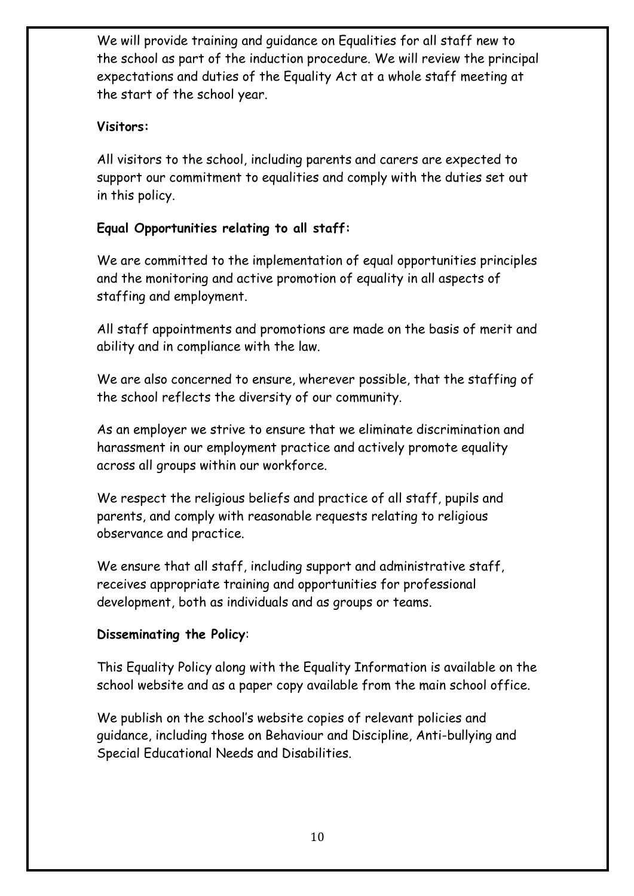We will provide training and guidance on Equalities for all staff new to the school as part of the induction procedure. We will review the principal expectations and duties of the Equality Act at a whole staff meeting at the start of the school year.

**Visitors:**

All visitors to the school, including parents and carers are expected to support our commitment to equalities and comply with the duties set out in this policy.

**Equal Opportunities relating to all staff:**

We are committed to the implementation of equal opportunities principles and the monitoring and active promotion of equality in all aspects of staffing and employment.

All staff appointments and promotions are made on the basis of merit and ability and in compliance with the law.

We are also concerned to ensure, wherever possible, that the staffing of the school reflects the diversity of our community.

As an employer we strive to ensure that we eliminate discrimination and harassment in our employment practice and actively promote equality across all groups within our workforce.

We respect the religious beliefs and practice of all staff, pupils and parents, and comply with reasonable requests relating to religious observance and practice.

We ensure that all staff, including support and administrative staff, receives appropriate training and opportunities for professional development, both as individuals and as groups or teams.

**Disseminating the Policy**:

This Equality Policy along with the Equality Information is available on the school website and as a paper copy available from the main school office.

We publish on the school's website copies of relevant policies and guidance, including those on Behaviour and Discipline, Anti-bullying and Special Educational Needs and Disabilities.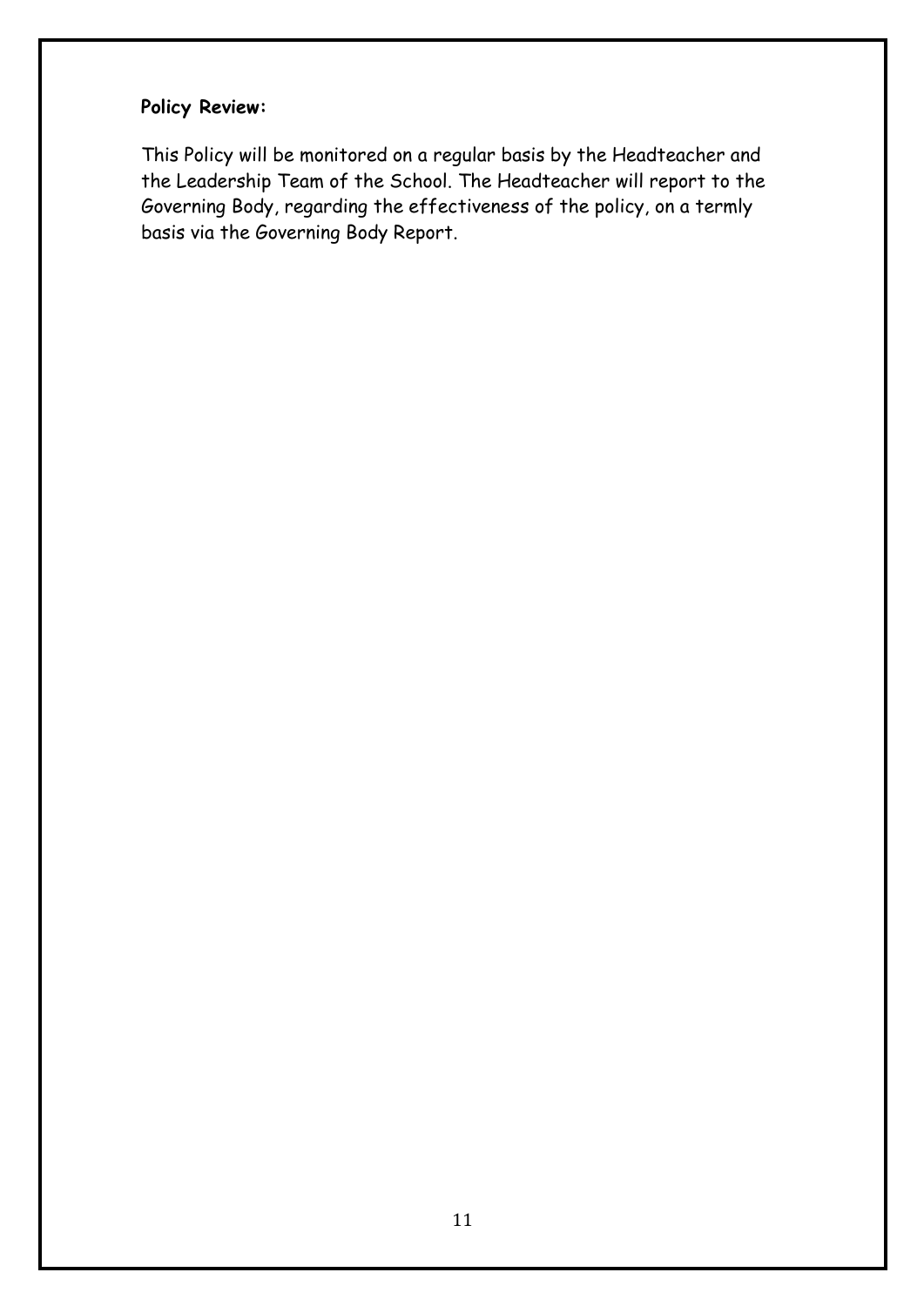**Policy Review:**

This Policy will be monitored on a regular basis by the Headteacher and the Leadership Team of the School. The Headteacher will report to the Governing Body, regarding the effectiveness of the policy, on a termly basis via the Governing Body Report.